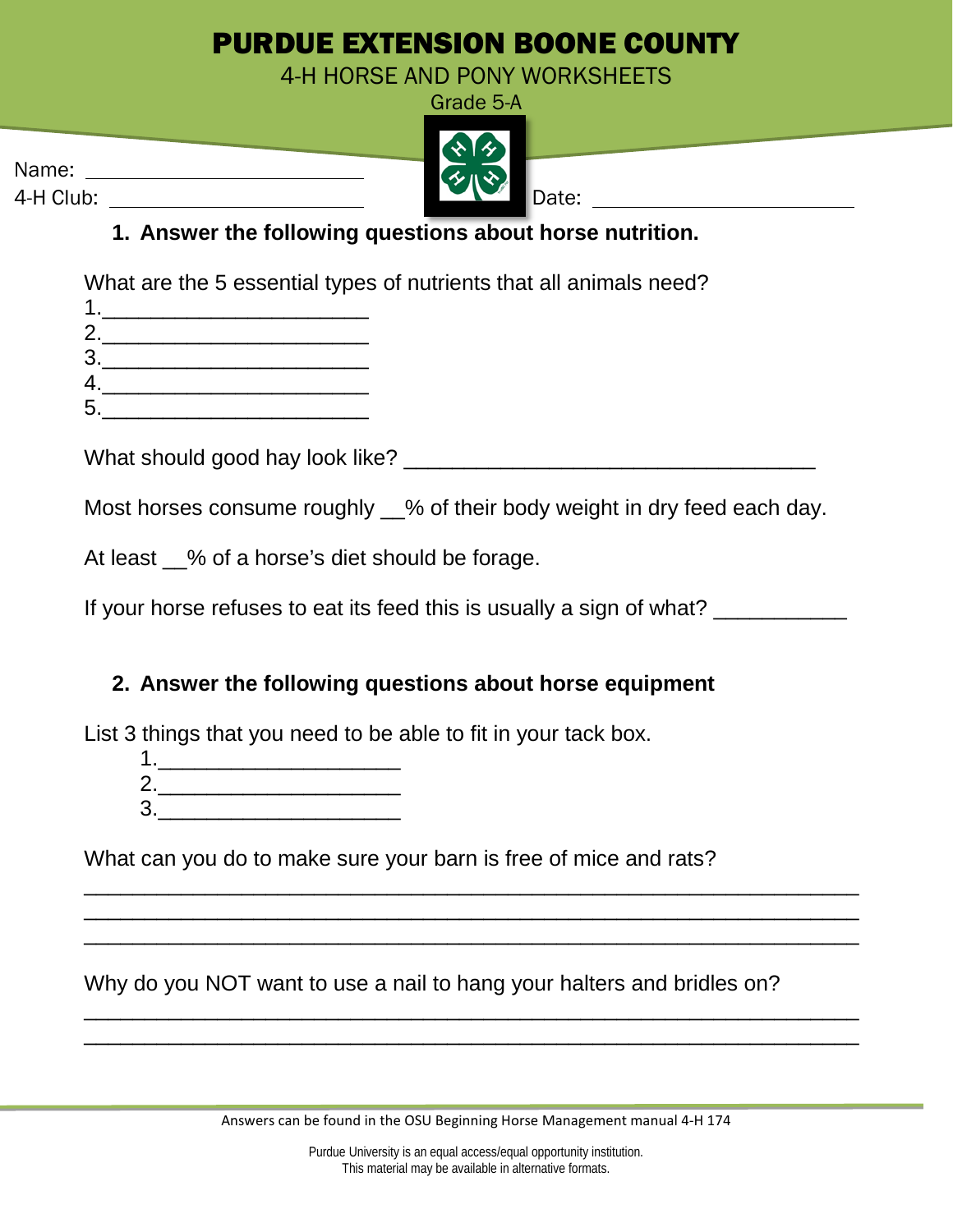# PURDUE EXTENSION BOONE COUNTY

4-H HORSE AND PONY WORKSHEETS

Grade 5-A

Name: ______________________

4-H Club: ______________________

Date: ______________________

**1. Answer the following questions about horse nutrition.**

What are the 5 essential types of nutrients that all animals need?

1.______________________
2.______________________
3.______________________
4.______________________
5.______________________

What should good hay look like? ________________________________

Most horses consume roughly __% of their body weight in dry feed each day.

At least __% of a horse's diet should be forage.

If your horse refuses to eat its feed this is usually a sign of what? ___________

**2. Answer the following questions about horse equipment**

List 3 things that you need to be able to fit in your tack box.

1.____________________
2.____________________
3.____________________

What can you do to make sure your barn is free of mice and rats?

______________________________________________________________
______________________________________________________________
______________________________________________________________

Why do you NOT want to use a nail to hang your halters and bridles on?

______________________________________________________________
______________________________________________________________

Answers can be found in the OSU Beginning Horse Management manual 4-H 174

Purdue University is an equal access/equal opportunity institution.
This material may be available in alternative formats.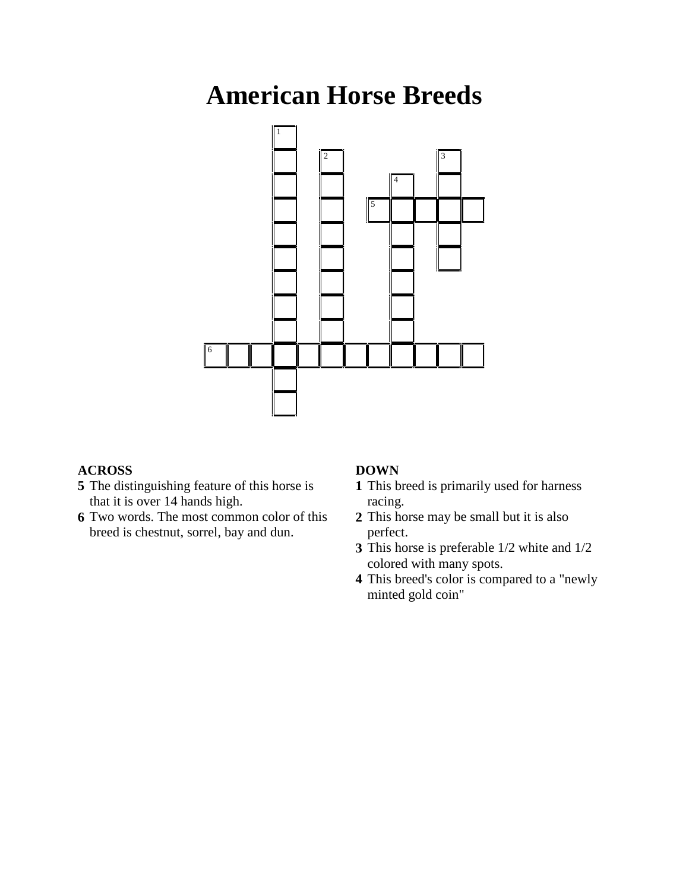# American Horse Breeds

1

2

3

4

5

6

**ACROSS**

**5** The distinguishing feature of this horse is that it is over 14 hands high.

**6** Two words. The most common color of this breed is chestnut, sorrel, bay and dun.

**DOWN**

**1** This breed is primarily used for harness racing.

**2** This horse may be small but it is also perfect.

**3** This horse is preferable 1/2 white and 1/2 colored with many spots.

**4** This breed's color is compared to a "newly minted gold coin"